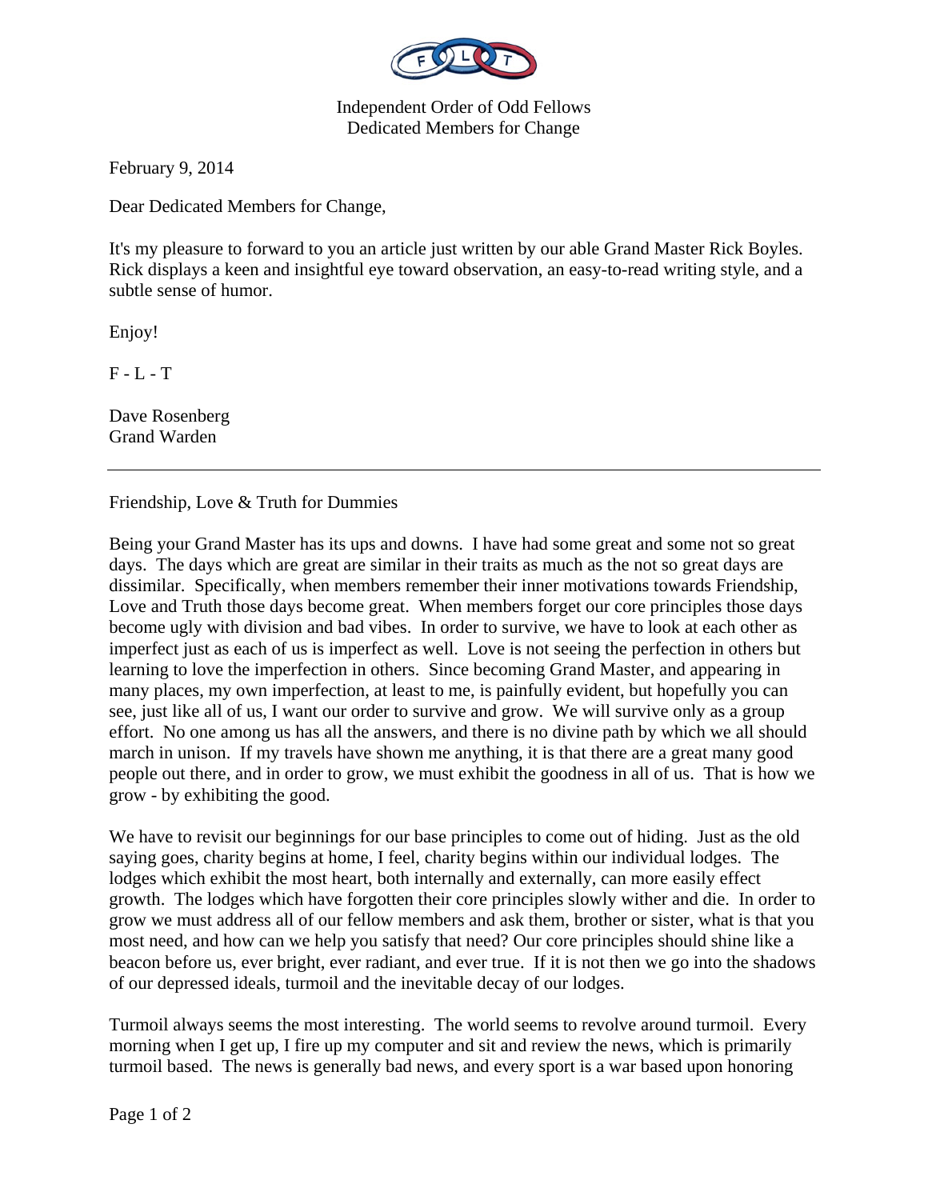Independent Order of Odd Fellows
Dedicated Members for Change

February 9, 2014

Dear Dedicated Members for Change,

It's my pleasure to forward to you an article just written by our able Grand Master Rick Boyles. Rick displays a keen and insightful eye toward observation, an easy-to-read writing style, and a subtle sense of humor.

Enjoy!

F - L - T

Dave Rosenberg
Grand Warden

---

Friendship, Love & Truth for Dummies

Being your Grand Master has its ups and downs. I have had some great and some not so great days. The days which are great are similar in their traits as much as the not so great days are dissimilar. Specifically, when members remember their inner motivations towards Friendship, Love and Truth those days become great. When members forget our core principles those days become ugly with division and bad vibes. In order to survive, we have to look at each other as imperfect just as each of us is imperfect as well. Love is not seeing the perfection in others but learning to love the imperfection in others. Since becoming Grand Master, and appearing in many places, my own imperfection, at least to me, is painfully evident, but hopefully you can see, just like all of us, I want our order to survive and grow. We will survive only as a group effort. No one among us has all the answers, and there is no divine path by which we all should march in unison. If my travels have shown me anything, it is that there are a great many good people out there, and in order to grow, we must exhibit the goodness in all of us. That is how we grow - by exhibiting the good.

We have to revisit our beginnings for our base principles to come out of hiding. Just as the old saying goes, charity begins at home, I feel, charity begins within our individual lodges. The lodges which exhibit the most heart, both internally and externally, can more easily effect growth. The lodges which have forgotten their core principles slowly wither and die. In order to grow we must address all of our fellow members and ask them, brother or sister, what is that you most need, and how can we help you satisfy that need? Our core principles should shine like a beacon before us, ever bright, ever radiant, and ever true. If it is not then we go into the shadows of our depressed ideals, turmoil and the inevitable decay of our lodges.

Turmoil always seems the most interesting. The world seems to revolve around turmoil. Every morning when I get up, I fire up my computer and sit and review the news, which is primarily turmoil based. The news is generally bad news, and every sport is a war based upon honoring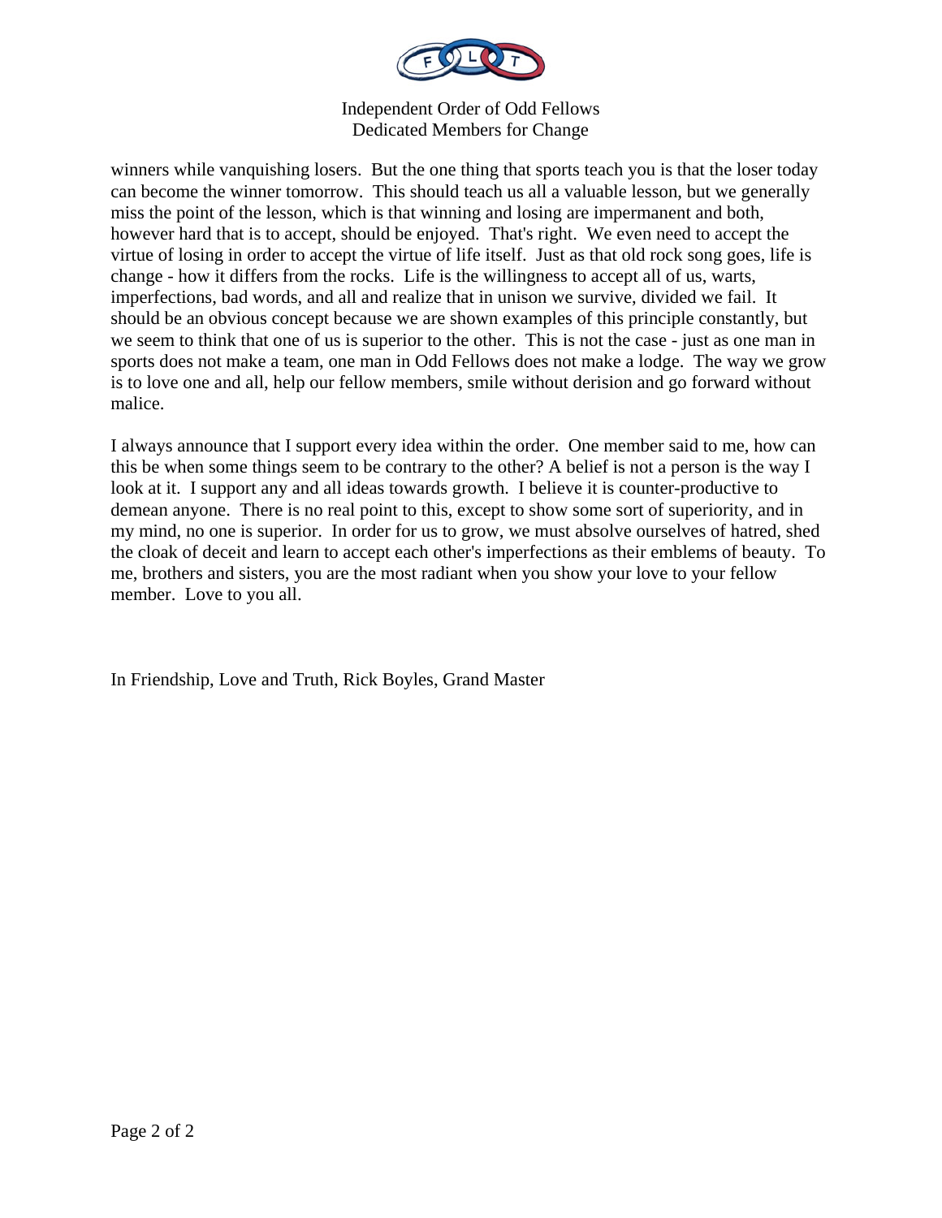winners while vanquishing losers. But the one thing that sports teach you is that the loser today can become the winner tomorrow. This should teach us all a valuable lesson, but we generally miss the point of the lesson, which is that winning and losing are impermanent and both, however hard that is to accept, should be enjoyed. That's right. We even need to accept the virtue of losing in order to accept the virtue of life itself. Just as that old rock song goes, life is change - how it differs from the rocks. Life is the willingness to accept all of us, warts, imperfections, bad words, and all and realize that in unison we survive, divided we fail. It should be an obvious concept because we are shown examples of this principle constantly, but we seem to think that one of us is superior to the other. This is not the case - just as one man in sports does not make a team, one man in Odd Fellows does not make a lodge. The way we grow is to love one and all, help our fellow members, smile without derision and go forward without malice.

I always announce that I support every idea within the order. One member said to me, how can this be when some things seem to be contrary to the other? A belief is not a person is the way I look at it. I support any and all ideas towards growth. I believe it is counter-productive to demean anyone. There is no real point to this, except to show some sort of superiority, and in my mind, no one is superior. In order for us to grow, we must absolve ourselves of hatred, shed the cloak of deceit and learn to accept each other's imperfections as their emblems of beauty. To me, brothers and sisters, you are the most radiant when you show your love to your fellow member. Love to you all.

In Friendship, Love and Truth, Rick Boyles, Grand Master